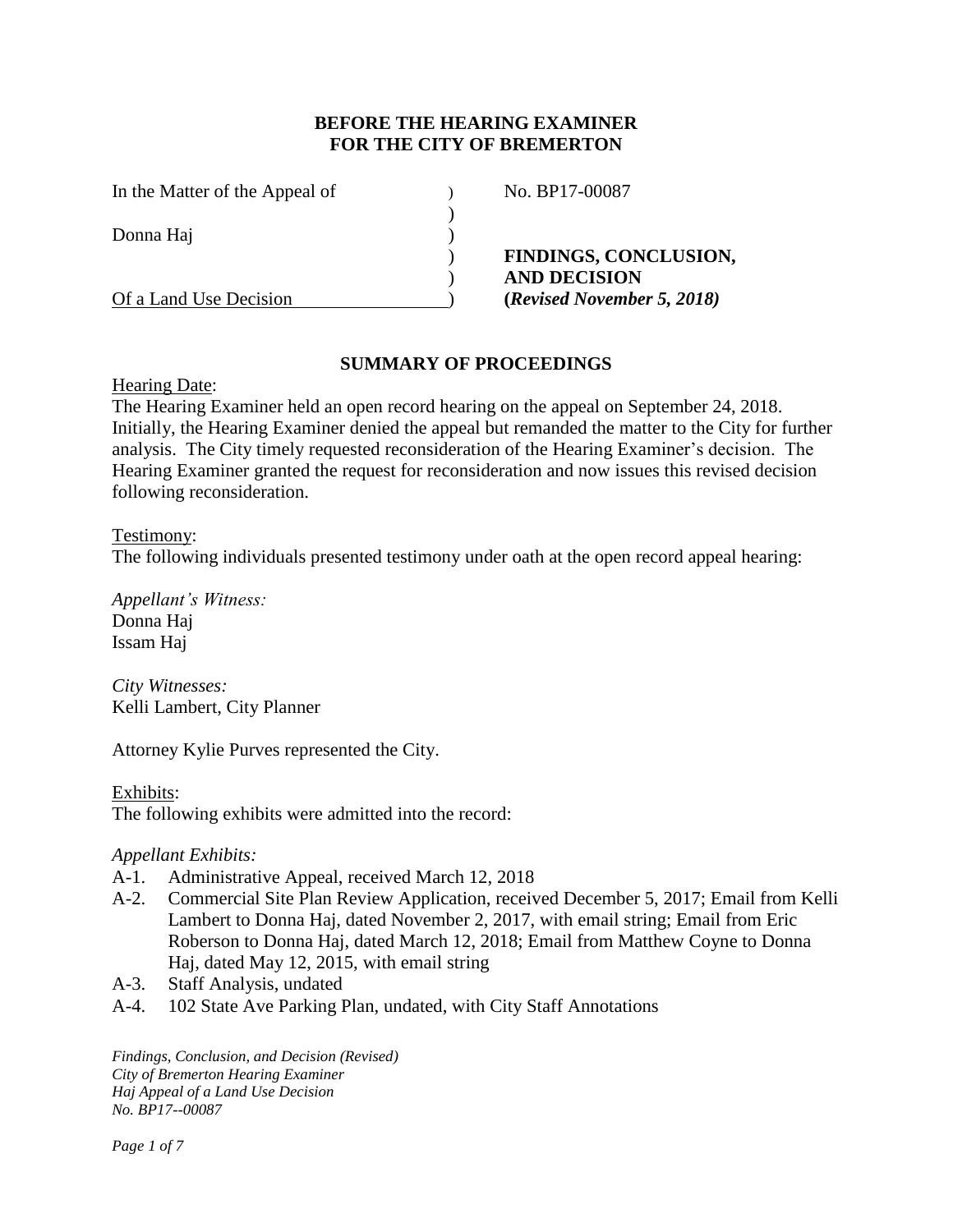**BEFORE THE HEARING EXAMINER**
**FOR THE CITY OF BREMERTON**

| | | |
|---|---|---|
| In the Matter of the Appeal of | ) | No. BP17-00087 |
| | ) | |
| Donna Haj | ) | |
| | ) | **FINDINGS, CONCLUSION,** |
| | ) | **AND DECISION** |
| Of a Land Use Decision | ) | **(*Revised November 5, 2018)*** |

## SUMMARY OF PROCEEDINGS

Hearing Date:

The Hearing Examiner held an open record hearing on the appeal on September 24, 2018. Initially, the Hearing Examiner denied the appeal but remanded the matter to the City for further analysis. The City timely requested reconsideration of the Hearing Examiner's decision. The Hearing Examiner granted the request for reconsideration and now issues this revised decision following reconsideration.

Testimony:

The following individuals presented testimony under oath at the open record appeal hearing:

*Appellant's Witness:*
Donna Haj
Issam Haj

*City Witnesses:*
Kelli Lambert, City Planner

Attorney Kylie Purves represented the City.

Exhibits:

The following exhibits were admitted into the record:

*Appellant Exhibits:*

A-1. Administrative Appeal, received March 12, 2018
A-2. Commercial Site Plan Review Application, received December 5, 2017; Email from Kelli Lambert to Donna Haj, dated November 2, 2017, with email string; Email from Eric Roberson to Donna Haj, dated March 12, 2018; Email from Matthew Coyne to Donna Haj, dated May 12, 2015, with email string
A-3. Staff Analysis, undated
A-4. 102 State Ave Parking Plan, undated, with City Staff Annotations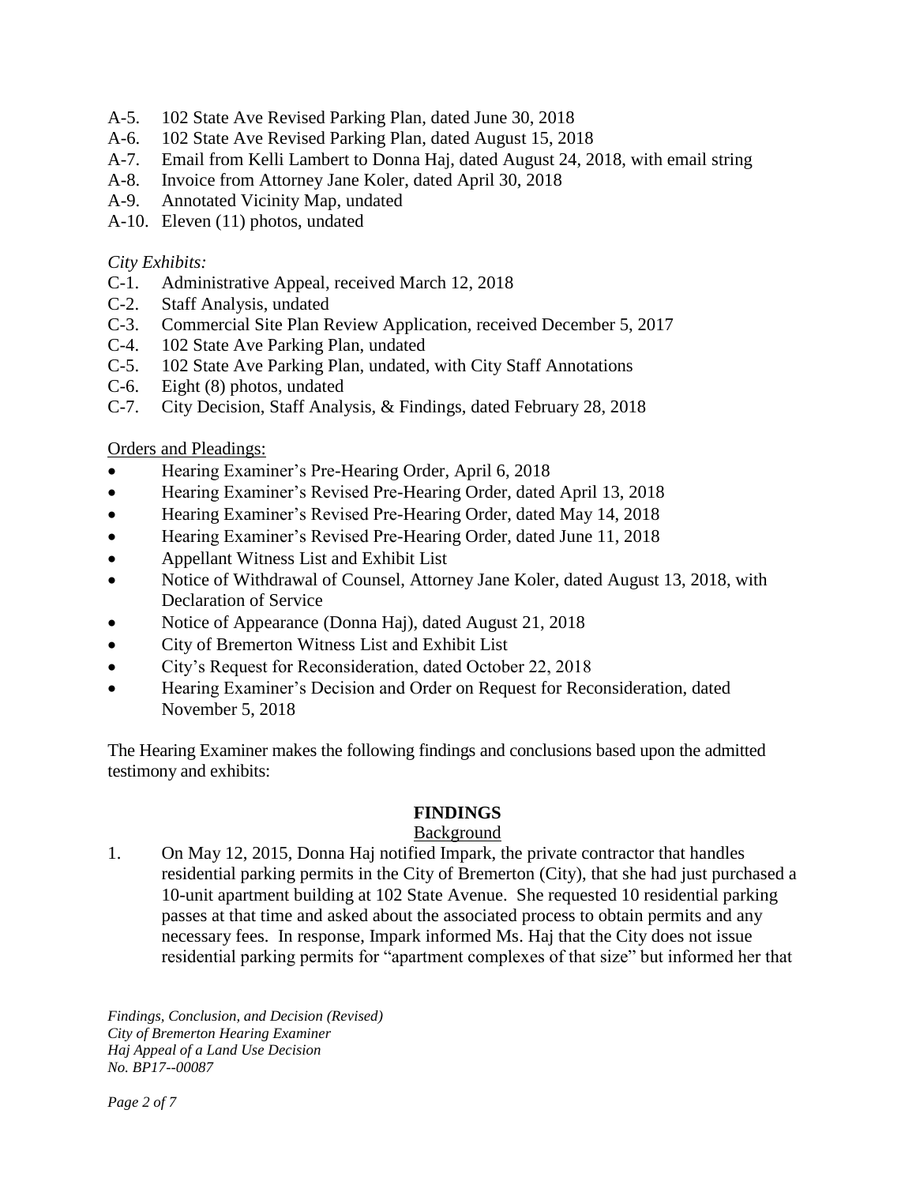A-5. 102 State Ave Revised Parking Plan, dated June 30, 2018
A-6. 102 State Ave Revised Parking Plan, dated August 15, 2018
A-7. Email from Kelli Lambert to Donna Haj, dated August 24, 2018, with email string
A-8. Invoice from Attorney Jane Koler, dated April 30, 2018
A-9. Annotated Vicinity Map, undated
A-10. Eleven (11) photos, undated

*City Exhibits:*
C-1. Administrative Appeal, received March 12, 2018
C-2. Staff Analysis, undated
C-3. Commercial Site Plan Review Application, received December 5, 2017
C-4. 102 State Ave Parking Plan, undated
C-5. 102 State Ave Parking Plan, undated, with City Staff Annotations
C-6. Eight (8) photos, undated
C-7. City Decision, Staff Analysis, & Findings, dated February 28, 2018

Orders and Pleadings:

- Hearing Examiner's Pre-Hearing Order, April 6, 2018
- Hearing Examiner's Revised Pre-Hearing Order, dated April 13, 2018
- Hearing Examiner's Revised Pre-Hearing Order, dated May 14, 2018
- Hearing Examiner's Revised Pre-Hearing Order, dated June 11, 2018
- Appellant Witness List and Exhibit List
- Notice of Withdrawal of Counsel, Attorney Jane Koler, dated August 13, 2018, with Declaration of Service
- Notice of Appearance (Donna Haj), dated August 21, 2018
- City of Bremerton Witness List and Exhibit List
- City's Request for Reconsideration, dated October 22, 2018
- Hearing Examiner's Decision and Order on Request for Reconsideration, dated November 5, 2018

The Hearing Examiner makes the following findings and conclusions based upon the admitted testimony and exhibits:

## FINDINGS

### Background

1. On May 12, 2015, Donna Haj notified Impark, the private contractor that handles residential parking permits in the City of Bremerton (City), that she had just purchased a 10-unit apartment building at 102 State Avenue. She requested 10 residential parking passes at that time and asked about the associated process to obtain permits and any necessary fees. In response, Impark informed Ms. Haj that the City does not issue residential parking permits for "apartment complexes of that size" but informed her that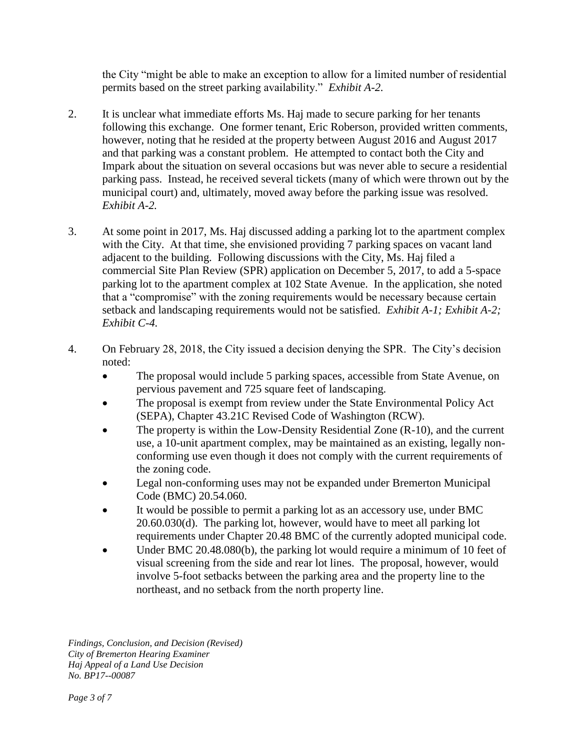the City "might be able to make an exception to allow for a limited number of residential permits based on the street parking availability." *Exhibit A-2.*

2. It is unclear what immediate efforts Ms. Haj made to secure parking for her tenants following this exchange. One former tenant, Eric Roberson, provided written comments, however, noting that he resided at the property between August 2016 and August 2017 and that parking was a constant problem. He attempted to contact both the City and Impark about the situation on several occasions but was never able to secure a residential parking pass. Instead, he received several tickets (many of which were thrown out by the municipal court) and, ultimately, moved away before the parking issue was resolved. *Exhibit A-2.*

3. At some point in 2017, Ms. Haj discussed adding a parking lot to the apartment complex with the City. At that time, she envisioned providing 7 parking spaces on vacant land adjacent to the building. Following discussions with the City, Ms. Haj filed a commercial Site Plan Review (SPR) application on December 5, 2017, to add a 5-space parking lot to the apartment complex at 102 State Avenue. In the application, she noted that a "compromise" with the zoning requirements would be necessary because certain setback and landscaping requirements would not be satisfied. *Exhibit A-1; Exhibit A-2; Exhibit C-4.*

4. On February 28, 2018, the City issued a decision denying the SPR. The City's decision noted:
   - The proposal would include 5 parking spaces, accessible from State Avenue, on pervious pavement and 725 square feet of landscaping.
   - The proposal is exempt from review under the State Environmental Policy Act (SEPA), Chapter 43.21C Revised Code of Washington (RCW).
   - The property is within the Low-Density Residential Zone (R-10), and the current use, a 10-unit apartment complex, may be maintained as an existing, legally non-conforming use even though it does not comply with the current requirements of the zoning code.
   - Legal non-conforming uses may not be expanded under Bremerton Municipal Code (BMC) 20.54.060.
   - It would be possible to permit a parking lot as an accessory use, under BMC 20.60.030(d). The parking lot, however, would have to meet all parking lot requirements under Chapter 20.48 BMC of the currently adopted municipal code.
   - Under BMC 20.48.080(b), the parking lot would require a minimum of 10 feet of visual screening from the side and rear lot lines. The proposal, however, would involve 5-foot setbacks between the parking area and the property line to the northeast, and no setback from the north property line.

*Findings, Conclusion, and Decision (Revised)*
*City of Bremerton Hearing Examiner*
*Haj Appeal of a Land Use Decision*
*No. BP17--00087*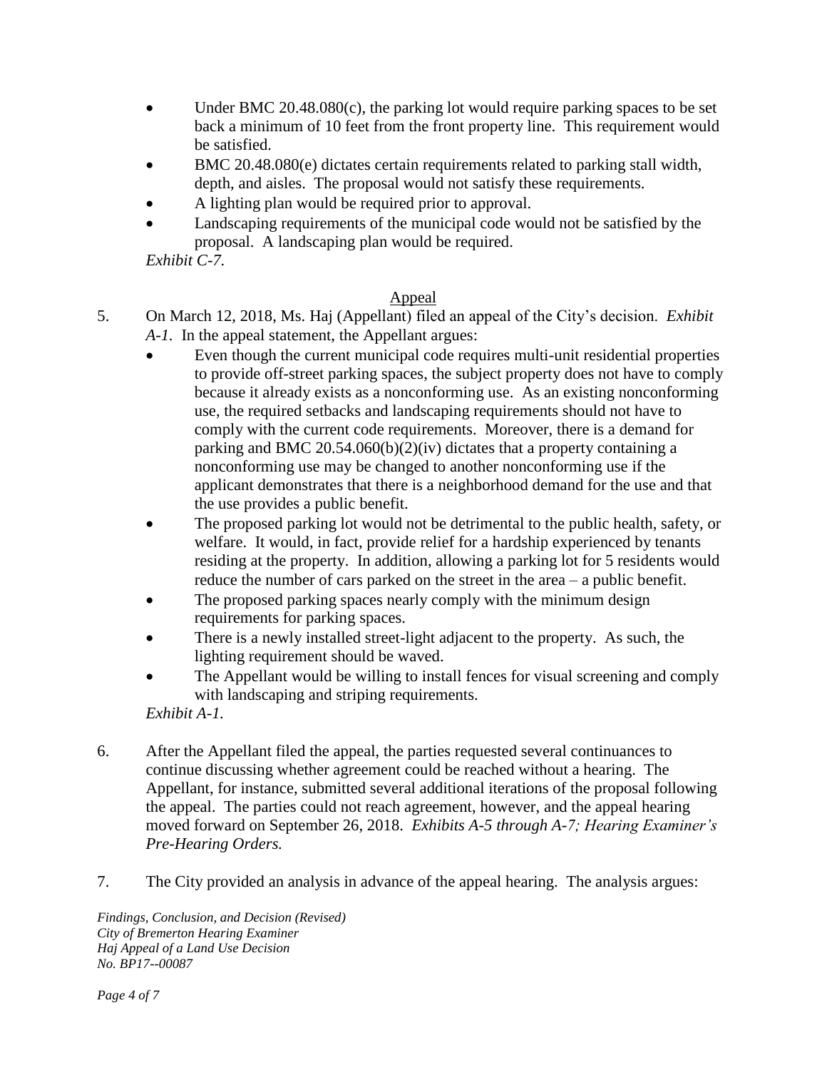- Under BMC 20.48.080(c), the parking lot would require parking spaces to be set back a minimum of 10 feet from the front property line. This requirement would be satisfied.
- BMC 20.48.080(e) dictates certain requirements related to parking stall width, depth, and aisles. The proposal would not satisfy these requirements.
- A lighting plan would be required prior to approval.
- Landscaping requirements of the municipal code would not be satisfied by the proposal. A landscaping plan would be required.

*Exhibit C-7.*

## Appeal

5. On March 12, 2018, Ms. Haj (Appellant) filed an appeal of the City's decision. *Exhibit A-1.* In the appeal statement, the Appellant argues:
   - Even though the current municipal code requires multi-unit residential properties to provide off-street parking spaces, the subject property does not have to comply because it already exists as a nonconforming use. As an existing nonconforming use, the required setbacks and landscaping requirements should not have to comply with the current code requirements. Moreover, there is a demand for parking and BMC 20.54.060(b)(2)(iv) dictates that a property containing a nonconforming use may be changed to another nonconforming use if the applicant demonstrates that there is a neighborhood demand for the use and that the use provides a public benefit.
   - The proposed parking lot would not be detrimental to the public health, safety, or welfare. It would, in fact, provide relief for a hardship experienced by tenants residing at the property. In addition, allowing a parking lot for 5 residents would reduce the number of cars parked on the street in the area – a public benefit.
   - The proposed parking spaces nearly comply with the minimum design requirements for parking spaces.
   - There is a newly installed street-light adjacent to the property. As such, the lighting requirement should be waved.
   - The Appellant would be willing to install fences for visual screening and comply with landscaping and striping requirements.

   *Exhibit A-1.*

6. After the Appellant filed the appeal, the parties requested several continuances to continue discussing whether agreement could be reached without a hearing. The Appellant, for instance, submitted several additional iterations of the proposal following the appeal. The parties could not reach agreement, however, and the appeal hearing moved forward on September 26, 2018. *Exhibits A-5 through A-7; Hearing Examiner's Pre-Hearing Orders.*

7. The City provided an analysis in advance of the appeal hearing. The analysis argues: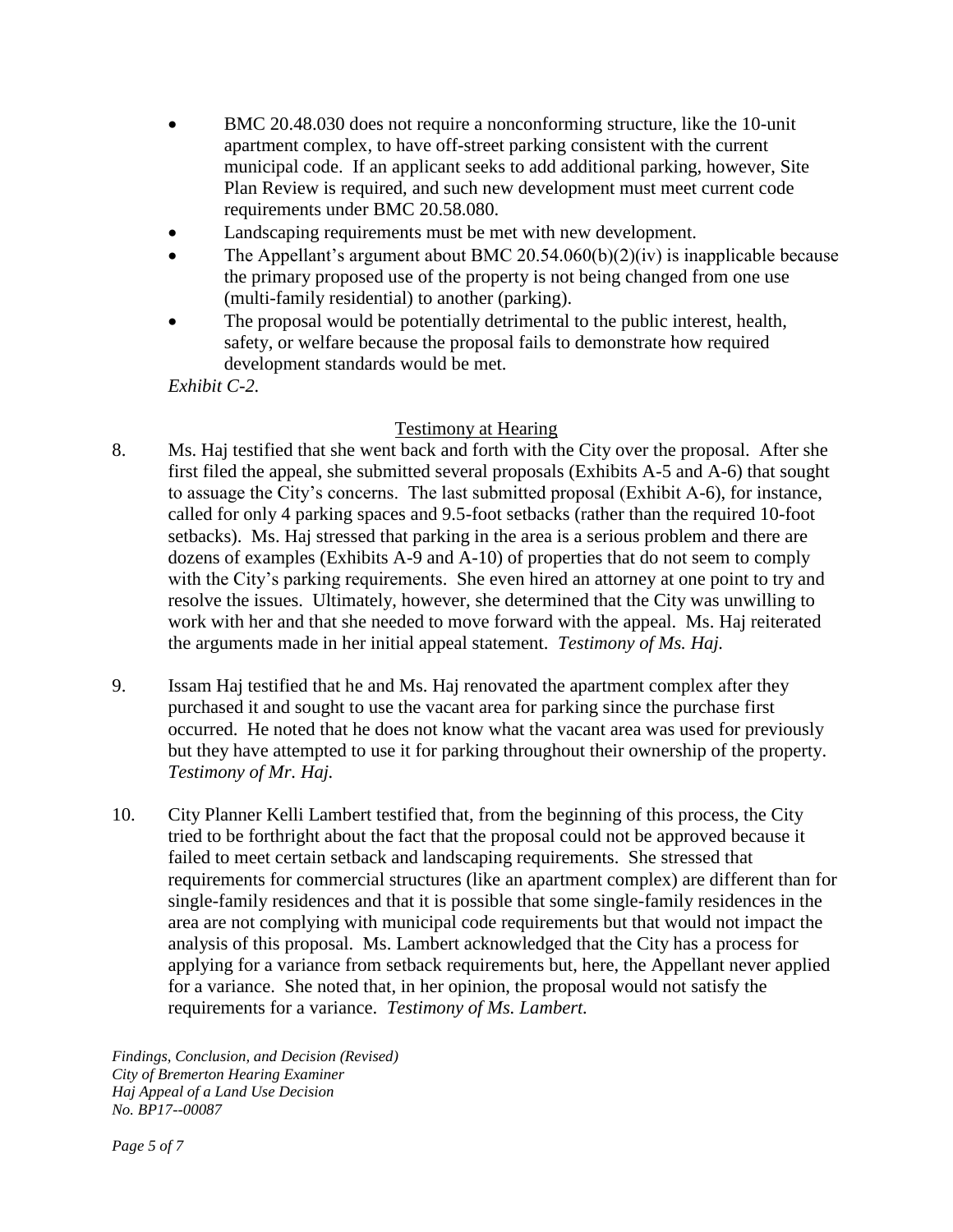- BMC 20.48.030 does not require a nonconforming structure, like the 10-unit apartment complex, to have off-street parking consistent with the current municipal code. If an applicant seeks to add additional parking, however, Site Plan Review is required, and such new development must meet current code requirements under BMC 20.58.080.
- Landscaping requirements must be met with new development.
- The Appellant's argument about BMC 20.54.060(b)(2)(iv) is inapplicable because the primary proposed use of the property is not being changed from one use (multi-family residential) to another (parking).
- The proposal would be potentially detrimental to the public interest, health, safety, or welfare because the proposal fails to demonstrate how required development standards would be met.

*Exhibit C-2.*

## Testimony at Hearing

8. Ms. Haj testified that she went back and forth with the City over the proposal. After she first filed the appeal, she submitted several proposals (Exhibits A-5 and A-6) that sought to assuage the City's concerns. The last submitted proposal (Exhibit A-6), for instance, called for only 4 parking spaces and 9.5-foot setbacks (rather than the required 10-foot setbacks). Ms. Haj stressed that parking in the area is a serious problem and there are dozens of examples (Exhibits A-9 and A-10) of properties that do not seem to comply with the City's parking requirements. She even hired an attorney at one point to try and resolve the issues. Ultimately, however, she determined that the City was unwilling to work with her and that she needed to move forward with the appeal. Ms. Haj reiterated the arguments made in her initial appeal statement. *Testimony of Ms. Haj.*

9. Issam Haj testified that he and Ms. Haj renovated the apartment complex after they purchased it and sought to use the vacant area for parking since the purchase first occurred. He noted that he does not know what the vacant area was used for previously but they have attempted to use it for parking throughout their ownership of the property. *Testimony of Mr. Haj.*

10. City Planner Kelli Lambert testified that, from the beginning of this process, the City tried to be forthright about the fact that the proposal could not be approved because it failed to meet certain setback and landscaping requirements. She stressed that requirements for commercial structures (like an apartment complex) are different than for single-family residences and that it is possible that some single-family residences in the area are not complying with municipal code requirements but that would not impact the analysis of this proposal. Ms. Lambert acknowledged that the City has a process for applying for a variance from setback requirements but, here, the Appellant never applied for a variance. She noted that, in her opinion, the proposal would not satisfy the requirements for a variance. *Testimony of Ms. Lambert.*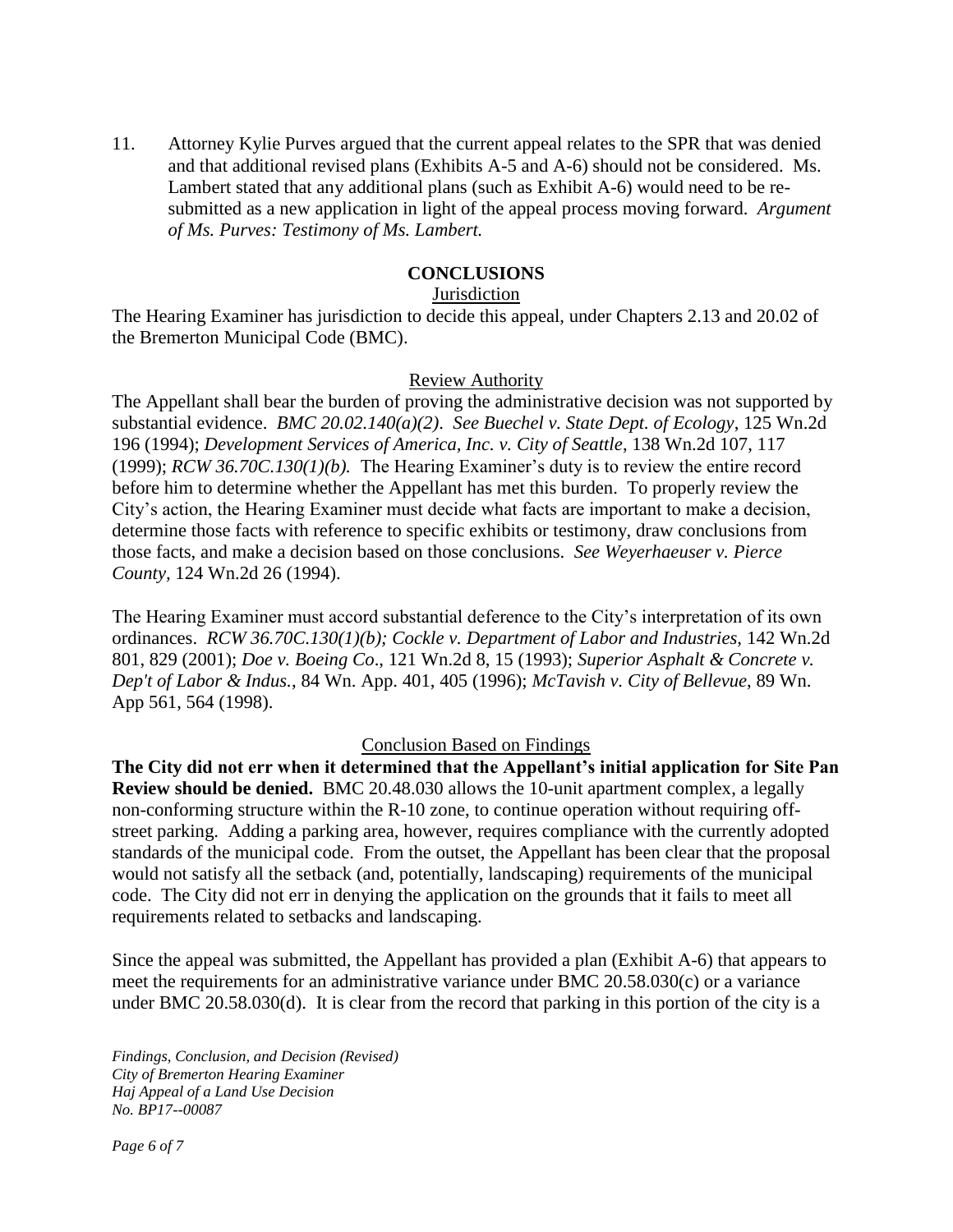11. Attorney Kylie Purves argued that the current appeal relates to the SPR that was denied and that additional revised plans (Exhibits A-5 and A-6) should not be considered. Ms. Lambert stated that any additional plans (such as Exhibit A-6) would need to be re-submitted as a new application in light of the appeal process moving forward. *Argument of Ms. Purves: Testimony of Ms. Lambert.*

## CONCLUSIONS

### Jurisdiction

The Hearing Examiner has jurisdiction to decide this appeal, under Chapters 2.13 and 20.02 of the Bremerton Municipal Code (BMC).

### Review Authority

The Appellant shall bear the burden of proving the administrative decision was not supported by substantial evidence. *BMC 20.02.140(a)(2)*. *See Buechel v. State Dept. of Ecology*, 125 Wn.2d 196 (1994); *Development Services of America, Inc. v. City of Seattle*, 138 Wn.2d 107, 117 (1999); *RCW 36.70C.130(1)(b).* The Hearing Examiner's duty is to review the entire record before him to determine whether the Appellant has met this burden. To properly review the City's action, the Hearing Examiner must decide what facts are important to make a decision, determine those facts with reference to specific exhibits or testimony, draw conclusions from those facts, and make a decision based on those conclusions. *See Weyerhaeuser v. Pierce County*, 124 Wn.2d 26 (1994).

The Hearing Examiner must accord substantial deference to the City's interpretation of its own ordinances. *RCW 36.70C.130(1)(b); Cockle v. Department of Labor and Industries*, 142 Wn.2d 801, 829 (2001); *Doe v. Boeing Co*., 121 Wn.2d 8, 15 (1993); *Superior Asphalt & Concrete v. Dep't of Labor & Indus.*, 84 Wn. App. 401, 405 (1996); *McTavish v. City of Bellevue*, 89 Wn. App 561, 564 (1998).

### Conclusion Based on Findings

**The City did not err when it determined that the Appellant's initial application for Site Pan Review should be denied.** BMC 20.48.030 allows the 10-unit apartment complex, a legally non-conforming structure within the R-10 zone, to continue operation without requiring off-street parking. Adding a parking area, however, requires compliance with the currently adopted standards of the municipal code. From the outset, the Appellant has been clear that the proposal would not satisfy all the setback (and, potentially, landscaping) requirements of the municipal code. The City did not err in denying the application on the grounds that it fails to meet all requirements related to setbacks and landscaping.

Since the appeal was submitted, the Appellant has provided a plan (Exhibit A-6) that appears to meet the requirements for an administrative variance under BMC 20.58.030(c) or a variance under BMC 20.58.030(d). It is clear from the record that parking in this portion of the city is a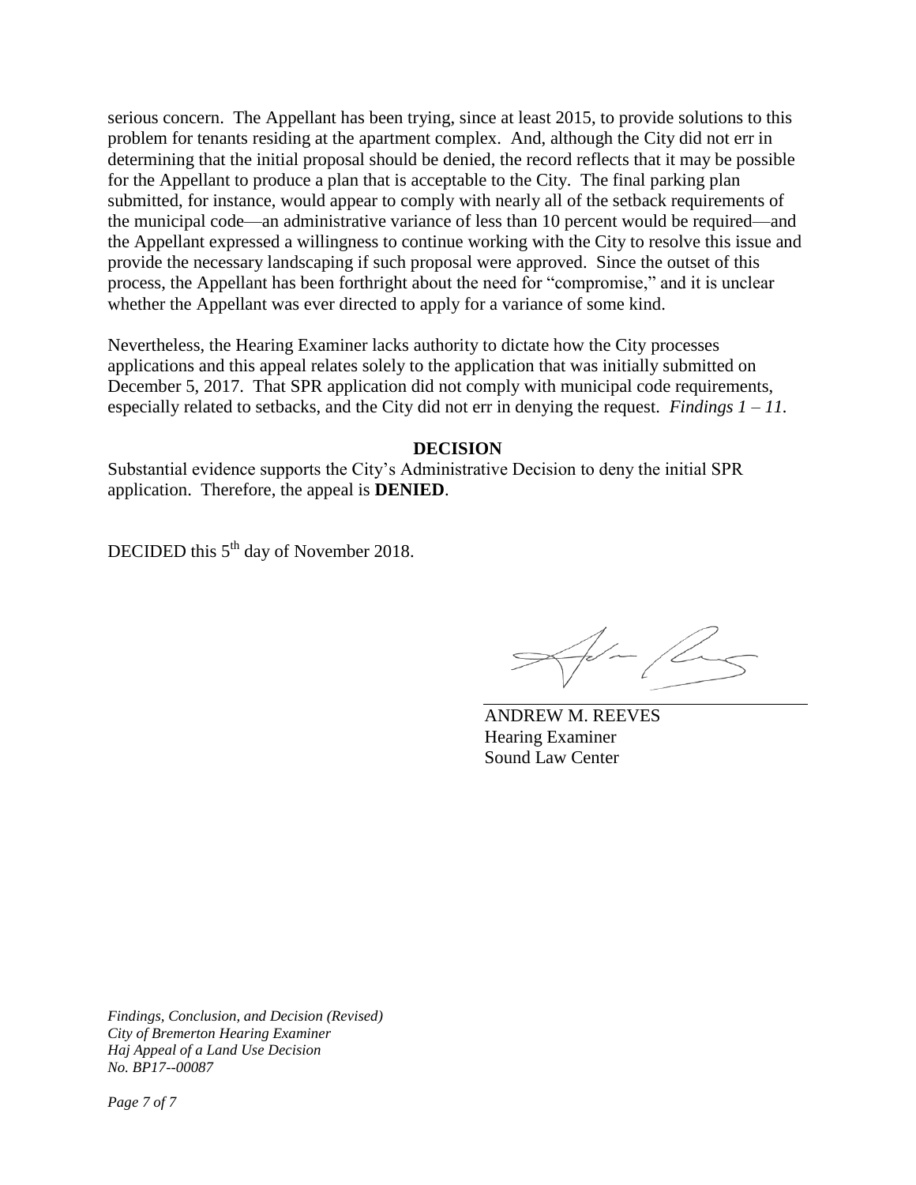serious concern. The Appellant has been trying, since at least 2015, to provide solutions to this problem for tenants residing at the apartment complex. And, although the City did not err in determining that the initial proposal should be denied, the record reflects that it may be possible for the Appellant to produce a plan that is acceptable to the City. The final parking plan submitted, for instance, would appear to comply with nearly all of the setback requirements of the municipal code—an administrative variance of less than 10 percent would be required—and the Appellant expressed a willingness to continue working with the City to resolve this issue and provide the necessary landscaping if such proposal were approved. Since the outset of this process, the Appellant has been forthright about the need for "compromise," and it is unclear whether the Appellant was ever directed to apply for a variance of some kind.

Nevertheless, the Hearing Examiner lacks authority to dictate how the City processes applications and this appeal relates solely to the application that was initially submitted on December 5, 2017. That SPR application did not comply with municipal code requirements, especially related to setbacks, and the City did not err in denying the request. *Findings 1 – 11.*

## DECISION

Substantial evidence supports the City's Administrative Decision to deny the initial SPR application. Therefore, the appeal is **DENIED**.

DECIDED this 5th day of November 2018.

ANDREW M. REEVES
Hearing Examiner
Sound Law Center

*Findings, Conclusion, and Decision (Revised)*
*City of Bremerton Hearing Examiner*
*Haj Appeal of a Land Use Decision*
*No. BP17--00087*